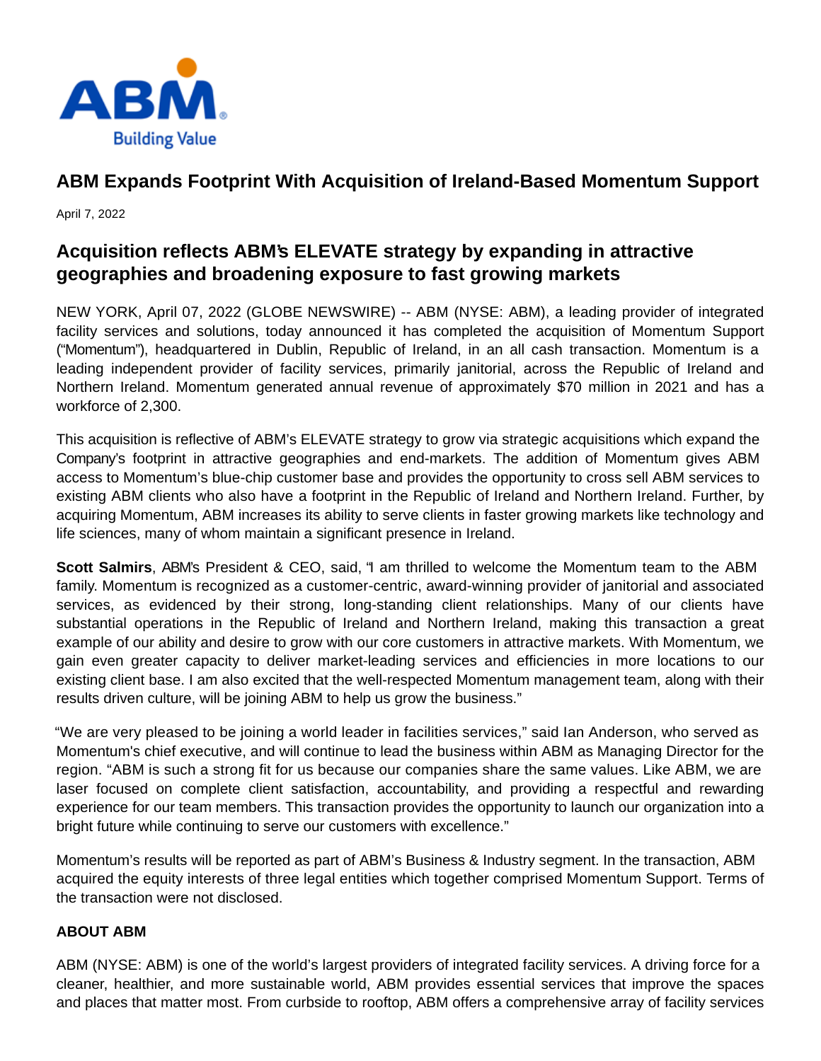# ABM Expands Footprint With Acquisition of Ireland-Based Momentum Support

April 7, 2022

## Acquisition reflects ABM's ELEVATE strategy by expanding in attractive geographies and broadening exposure to fast growing markets

NEW YORK, April 07, 2022 (GLOBE NEWSWIRE) -- ABM (NYSE: ABM), a leading provider of integrated facility services and solutions, today announced it has completed the acquisition of Momentum Support ("Momentum"), headquartered in Dublin, Republic of Ireland, in an all cash transaction. Momentum is a leading independent provider of facility services, primarily janitorial, across the Republic of Ireland and Northern Ireland. Momentum generated annual revenue of approximately $70 million in 2021 and has a workforce of 2,300.

This acquisition is reflective of ABM's ELEVATE strategy to grow via strategic acquisitions which expand the Company's footprint in attractive geographies and end-markets. The addition of Momentum gives ABM access to Momentum's blue-chip customer base and provides the opportunity to cross sell ABM services to existing ABM clients who also have a footprint in the Republic of Ireland and Northern Ireland. Further, by acquiring Momentum, ABM increases its ability to serve clients in faster growing markets like technology and life sciences, many of whom maintain a significant presence in Ireland.

**Scott Salmirs**, ABM's President & CEO, said, "I am thrilled to welcome the Momentum team to the ABM family. Momentum is recognized as a customer-centric, award-winning provider of janitorial and associated services, as evidenced by their strong, long-standing client relationships. Many of our clients have substantial operations in the Republic of Ireland and Northern Ireland, making this transaction a great example of our ability and desire to grow with our core customers in attractive markets. With Momentum, we gain even greater capacity to deliver market-leading services and efficiencies in more locations to our existing client base. I am also excited that the well-respected Momentum management team, along with their results driven culture, will be joining ABM to help us grow the business."

"We are very pleased to be joining a world leader in facilities services," said Ian Anderson, who served as Momentum's chief executive, and will continue to lead the business within ABM as Managing Director for the region. "ABM is such a strong fit for us because our companies share the same values. Like ABM, we are laser focused on complete client satisfaction, accountability, and providing a respectful and rewarding experience for our team members. This transaction provides the opportunity to launch our organization into a bright future while continuing to serve our customers with excellence."

Momentum's results will be reported as part of ABM's Business & Industry segment. In the transaction, ABM acquired the equity interests of three legal entities which together comprised Momentum Support. Terms of the transaction were not disclosed.

**ABOUT ABM**

ABM (NYSE: ABM) is one of the world's largest providers of integrated facility services. A driving force for a cleaner, healthier, and more sustainable world, ABM provides essential services that improve the spaces and places that matter most. From curbside to rooftop, ABM offers a comprehensive array of facility services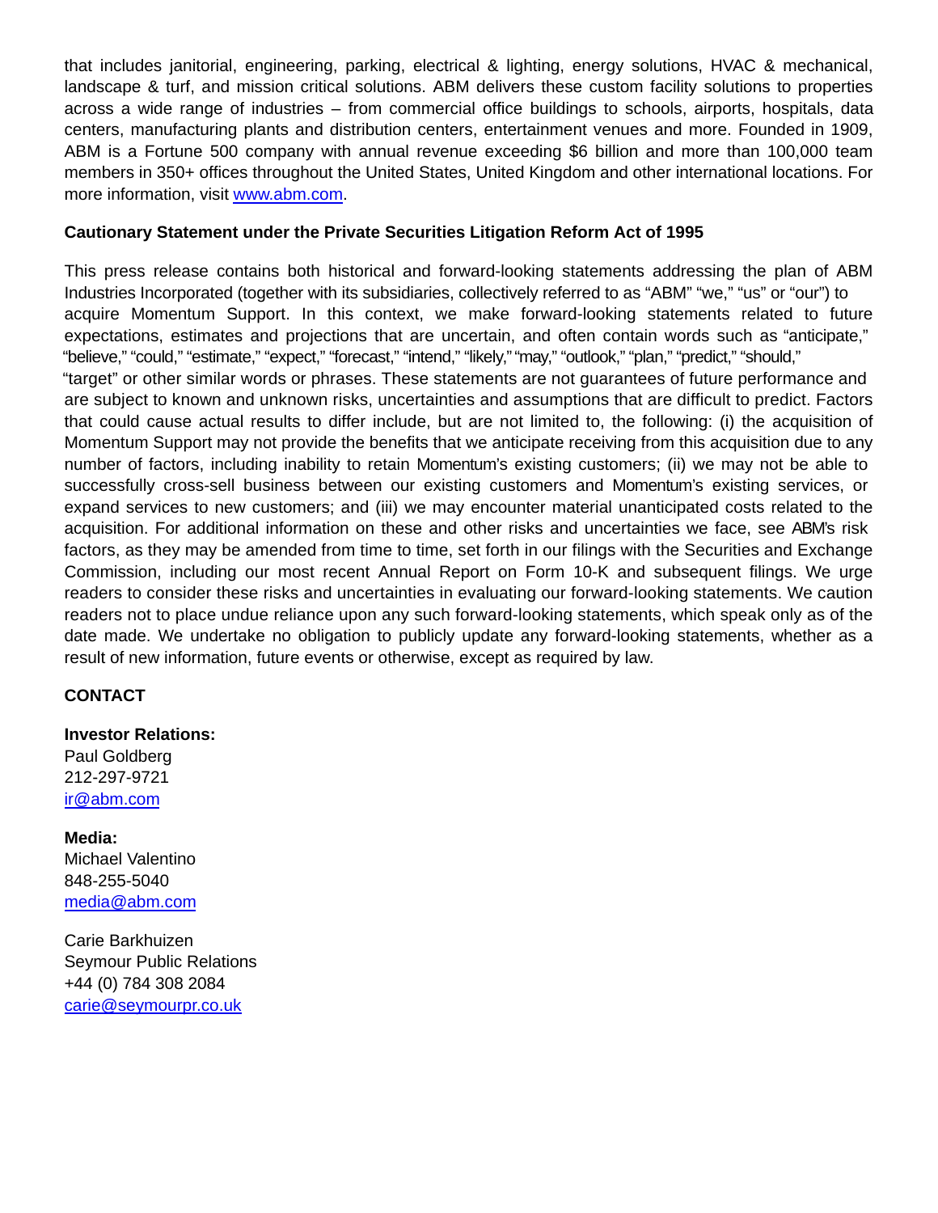that includes janitorial, engineering, parking, electrical & lighting, energy solutions, HVAC & mechanical, landscape & turf, and mission critical solutions. ABM delivers these custom facility solutions to properties across a wide range of industries – from commercial office buildings to schools, airports, hospitals, data centers, manufacturing plants and distribution centers, entertainment venues and more. Founded in 1909, ABM is a Fortune 500 company with annual revenue exceeding $6 billion and more than 100,000 team members in 350+ offices throughout the United States, United Kingdom and other international locations. For more information, visit [www.abm.com](http://www.abm.com).

**Cautionary Statement under the Private Securities Litigation Reform Act of 1995**

This press release contains both historical and forward-looking statements addressing the plan of ABM Industries Incorporated (together with its subsidiaries, collectively referred to as "ABM" "we," "us" or "our") to acquire Momentum Support. In this context, we make forward-looking statements related to future expectations, estimates and projections that are uncertain, and often contain words such as "anticipate," "believe," "could," "estimate," "expect," "forecast," "intend," "likely," "may," "outlook," "plan," "predict," "should," "target" or other similar words or phrases. These statements are not guarantees of future performance and are subject to known and unknown risks, uncertainties and assumptions that are difficult to predict. Factors that could cause actual results to differ include, but are not limited to, the following: (i) the acquisition of Momentum Support may not provide the benefits that we anticipate receiving from this acquisition due to any number of factors, including inability to retain Momentum's existing customers; (ii) we may not be able to successfully cross-sell business between our existing customers and Momentum's existing services, or expand services to new customers; and (iii) we may encounter material unanticipated costs related to the acquisition. For additional information on these and other risks and uncertainties we face, see ABM's risk factors, as they may be amended from time to time, set forth in our filings with the Securities and Exchange Commission, including our most recent Annual Report on Form 10-K and subsequent filings. We urge readers to consider these risks and uncertainties in evaluating our forward-looking statements. We caution readers not to place undue reliance upon any such forward-looking statements, which speak only as of the date made. We undertake no obligation to publicly update any forward-looking statements, whether as a result of new information, future events or otherwise, except as required by law.

**CONTACT**

**Investor Relations:**
Paul Goldberg
212-297-9721
[ir@abm.com](mailto:ir@abm.com)

**Media:**
Michael Valentino
848-255-5040
[media@abm.com](mailto:media@abm.com)

Carie Barkhuizen
Seymour Public Relations
+44 (0) 784 308 2084
[carie@seymourpr.co.uk](mailto:carie@seymourpr.co.uk)